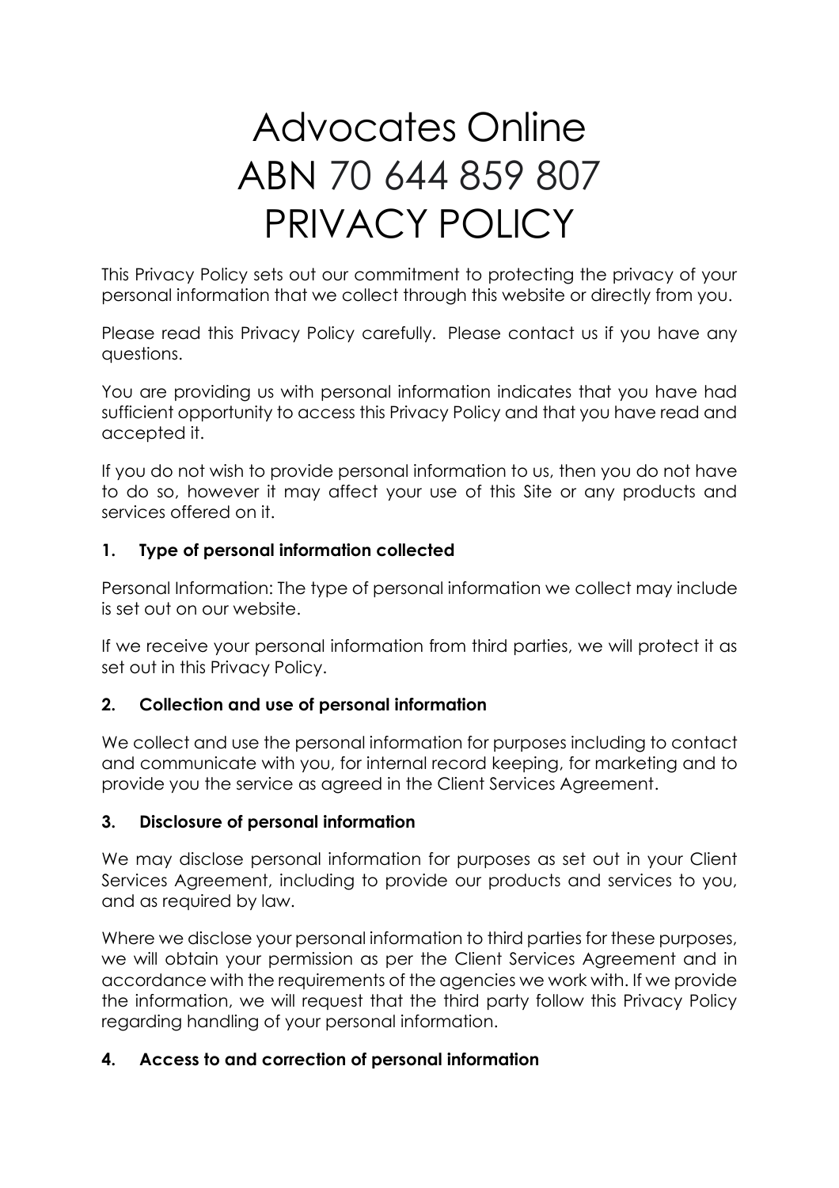# Advocates Online
# ABN 70 644 859 807
# PRIVACY POLICY

This Privacy Policy sets out our commitment to protecting the privacy of your personal information that we collect through this website or directly from you.

Please read this Privacy Policy carefully. Please contact us if you have any questions.

You are providing us with personal information indicates that you have had sufficient opportunity to access this Privacy Policy and that you have read and accepted it.

If you do not wish to provide personal information to us, then you do not have to do so, however it may affect your use of this Site or any products and services offered on it.

## 1. Type of personal information collected

Personal Information: The type of personal information we collect may include is set out on our website.

If we receive your personal information from third parties, we will protect it as set out in this Privacy Policy.

## 2. Collection and use of personal information

We collect and use the personal information for purposes including to contact and communicate with you, for internal record keeping, for marketing and to provide you the service as agreed in the Client Services Agreement.

## 3. Disclosure of personal information

We may disclose personal information for purposes as set out in your Client Services Agreement, including to provide our products and services to you, and as required by law.

Where we disclose your personal information to third parties for these purposes, we will obtain your permission as per the Client Services Agreement and in accordance with the requirements of the agencies we work with. If we provide the information, we will request that the third party follow this Privacy Policy regarding handling of your personal information.

## 4. Access to and correction of personal information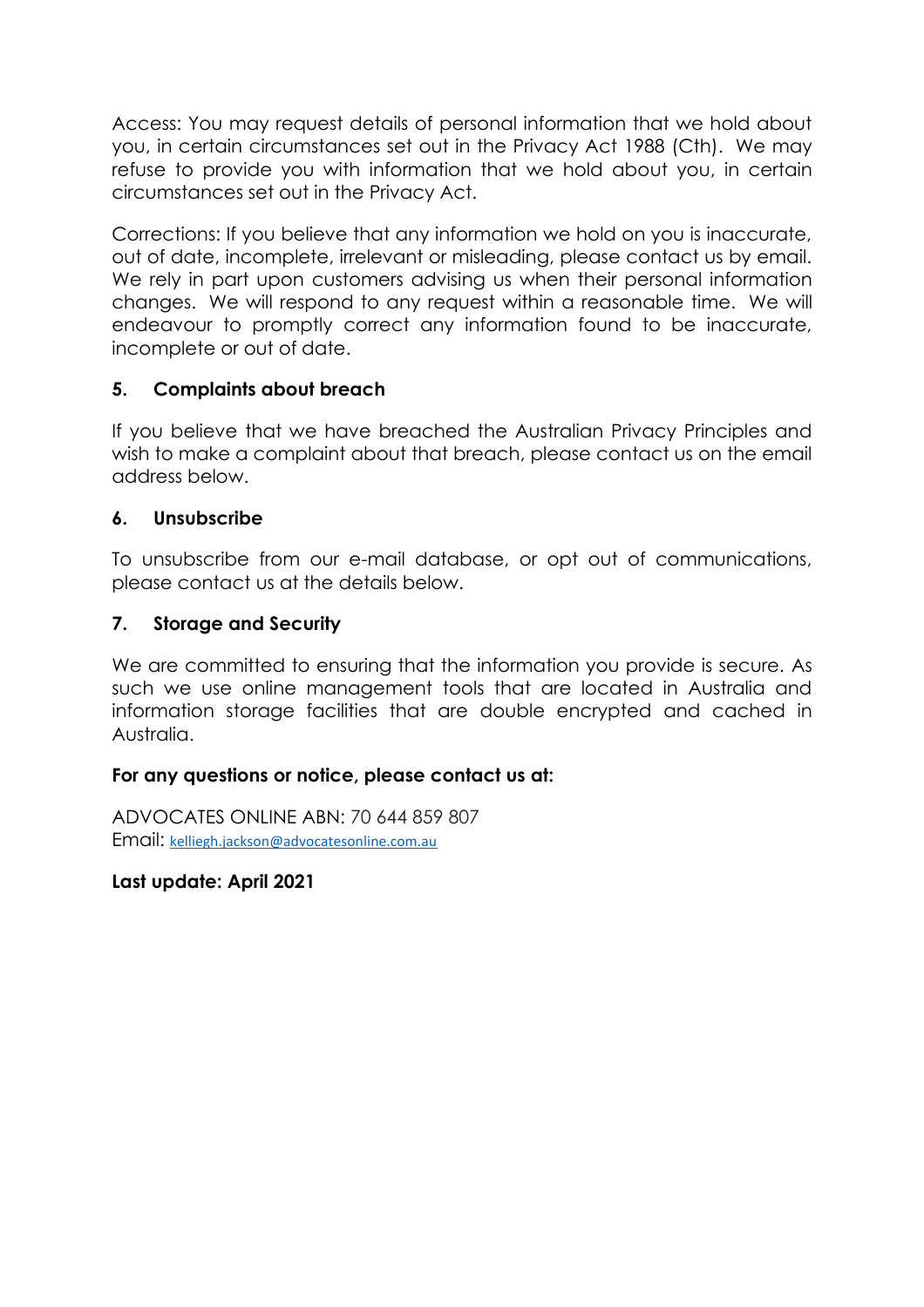Access: You may request details of personal information that we hold about you, in certain circumstances set out in the Privacy Act 1988 (Cth). We may refuse to provide you with information that we hold about you, in certain circumstances set out in the Privacy Act.

Corrections: If you believe that any information we hold on you is inaccurate, out of date, incomplete, irrelevant or misleading, please contact us by email. We rely in part upon customers advising us when their personal information changes. We will respond to any request within a reasonable time. We will endeavour to promptly correct any information found to be inaccurate, incomplete or out of date.

## 5. Complaints about breach

If you believe that we have breached the Australian Privacy Principles and wish to make a complaint about that breach, please contact us on the email address below.

## 6. Unsubscribe

To unsubscribe from our e-mail database, or opt out of communications, please contact us at the details below.

## 7. Storage and Security

We are committed to ensuring that the information you provide is secure. As such we use online management tools that are located in Australia and information storage facilities that are double encrypted and cached in Australia.

**For any questions or notice, please contact us at:**

ADVOCATES ONLINE ABN: 70 644 859 807
Email: kelliegh.jackson@advocatesonline.com.au

**Last update: April 2021**